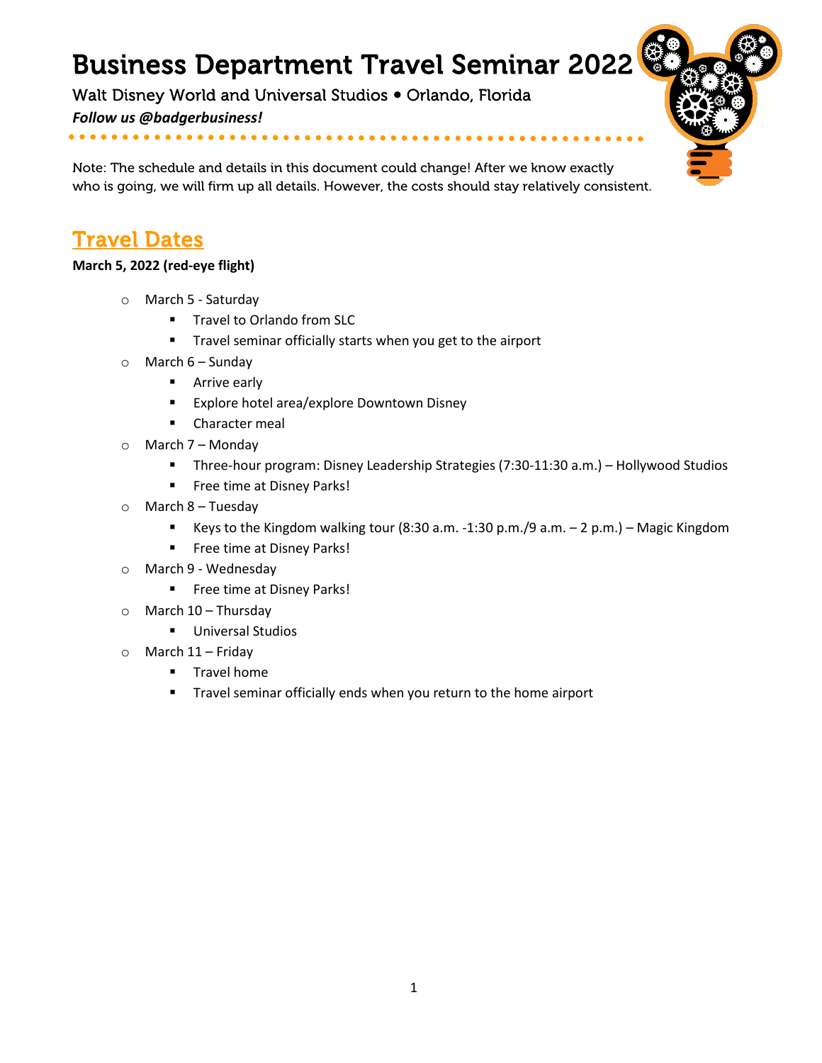# Business Department Travel Seminar 2022

Walt Disney World and Universal Studios • Orlando, Florida

***Follow us @badgerbusiness!***

Note: The schedule and details in this document could change! After we know exactly who is going, we will firm up all details. However, the costs should stay relatively consistent.

## Travel Dates

**March 5, 2022 (red-eye flight)**

- March 5 - Saturday
  - Travel to Orlando from SLC
  - Travel seminar officially starts when you get to the airport
- March 6 – Sunday
  - Arrive early
  - Explore hotel area/explore Downtown Disney
  - Character meal
- March 7 – Monday
  - Three-hour program: Disney Leadership Strategies (7:30-11:30 a.m.) – Hollywood Studios
  - Free time at Disney Parks!
- March 8 – Tuesday
  - Keys to the Kingdom walking tour (8:30 a.m. -1:30 p.m./9 a.m. – 2 p.m.) – Magic Kingdom
  - Free time at Disney Parks!
- March 9 - Wednesday
  - Free time at Disney Parks!
- March 10 – Thursday
  - Universal Studios
- March 11 – Friday
  - Travel home
  - Travel seminar officially ends when you return to the home airport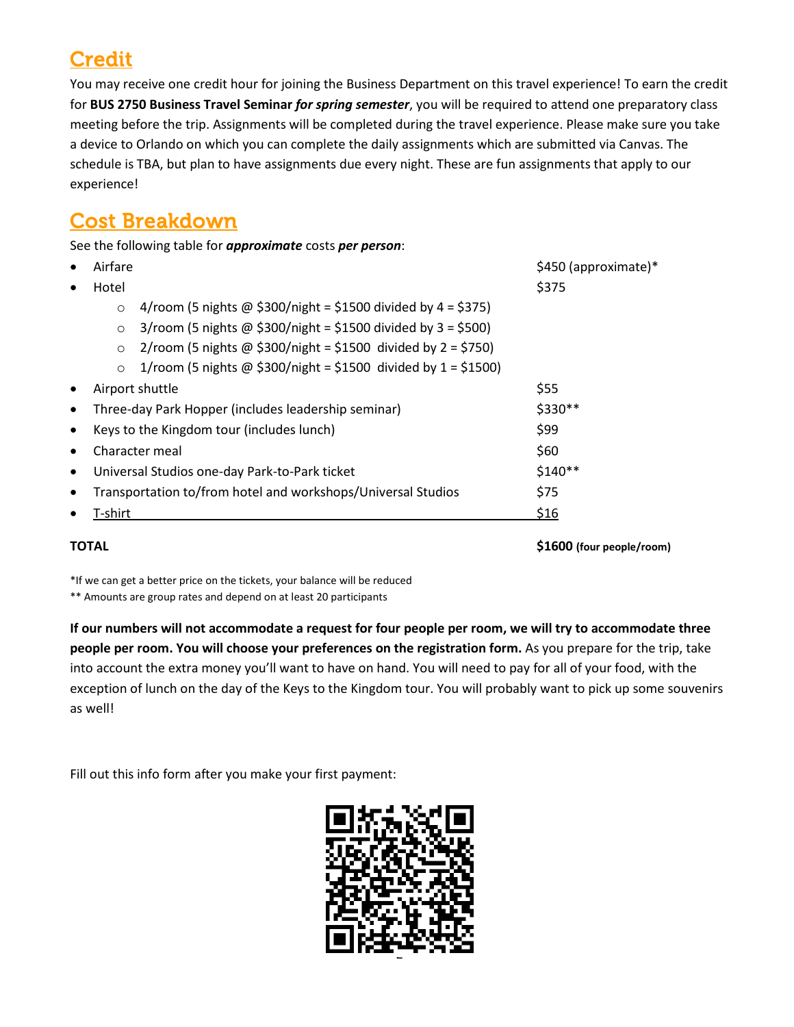## Credit

You may receive one credit hour for joining the Business Department on this travel experience! To earn the credit for **BUS 2750 Business Travel Seminar *for spring semester***, you will be required to attend one preparatory class meeting before the trip. Assignments will be completed during the travel experience. Please make sure you take a device to Orlando on which you can complete the daily assignments which are submitted via Canvas. The schedule is TBA, but plan to have assignments due every night. These are fun assignments that apply to our experience!

## Cost Breakdown

See the following table for ***approximate*** costs ***per person***:

- Airfare — $450 (approximate)*
- Hotel — $375
  - 4/room (5 nights @ $300/night = $1500 divided by 4 = $375)
  - 3/room (5 nights @ $300/night = $1500 divided by 3 = $500)
  - 2/room (5 nights @ $300/night = $1500 divided by 2 = $750)
  - 1/room (5 nights @ $300/night = $1500 divided by 1 = $1500)
- Airport shuttle — $55
- Three-day Park Hopper (includes leadership seminar) — $330**
- Keys to the Kingdom tour (includes lunch) — $99
- Character meal — $60
- Universal Studios one-day Park-to-Park ticket — $140**
- Transportation to/from hotel and workshops/Universal Studios — $75
- T-shirt — $16

**TOTAL** — **$1600 (four people/room)**

*If we can get a better price on the tickets, your balance will be reduced
** Amounts are group rates and depend on at least 20 participants

**If our numbers will not accommodate a request for four people per room, we will try to accommodate three people per room. You will choose your preferences on the registration form.** As you prepare for the trip, take into account the extra money you'll want to have on hand. You will need to pay for all of your food, with the exception of lunch on the day of the Keys to the Kingdom tour. You will probably want to pick up some souvenirs as well!

Fill out this info form after you make your first payment: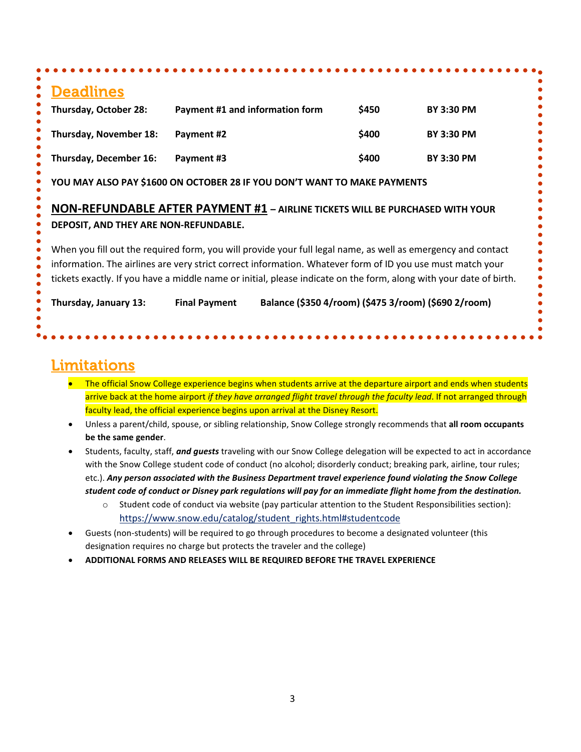## Deadlines

| | | | |
|---|---|---|---|
| **Thursday, October 28:** | **Payment #1 and information form** | **$450** | **BY 3:30 PM** |
| **Thursday, November 18:** | **Payment #2** | **$400** | **BY 3:30 PM** |
| **Thursday, December 16:** | **Payment #3** | **$400** | **BY 3:30 PM** |

**YOU MAY ALSO PAY $1600 ON OCTOBER 28 IF YOU DON'T WANT TO MAKE PAYMENTS**

**NON-REFUNDABLE AFTER PAYMENT #1** **– AIRLINE TICKETS WILL BE PURCHASED WITH YOUR DEPOSIT, AND THEY ARE NON-REFUNDABLE.**

When you fill out the required form, you will provide your full legal name, as well as emergency and contact information. The airlines are very strict correct information. Whatever form of ID you use must match your tickets exactly. If you have a middle name or initial, please indicate on the form, along with your date of birth.

**Thursday, January 13:** **Final Payment** **Balance ($350 4/room) ($475 3/room) ($690 2/room)**

## Limitations

- The official Snow College experience begins when students arrive at the departure airport and ends when students arrive back at the home airport *if they have arranged flight travel through the faculty lead*. If not arranged through faculty lead, the official experience begins upon arrival at the Disney Resort.
- Unless a parent/child, spouse, or sibling relationship, Snow College strongly recommends that **all room occupants be the same gender**.
- Students, faculty, staff, ***and guests*** traveling with our Snow College delegation will be expected to act in accordance with the Snow College student code of conduct (no alcohol; disorderly conduct; breaking park, airline, tour rules; etc.). ***Any person associated with the Business Department travel experience found violating the Snow College student code of conduct or Disney park regulations will pay for an immediate flight home from the destination.***
    - Student code of conduct via website (pay particular attention to the Student Responsibilities section): https://www.snow.edu/catalog/student_rights.html#studentcode
- Guests (non-students) will be required to go through procedures to become a designated volunteer (this designation requires no charge but protects the traveler and the college)
- **ADDITIONAL FORMS AND RELEASES WILL BE REQUIRED BEFORE THE TRAVEL EXPERIENCE**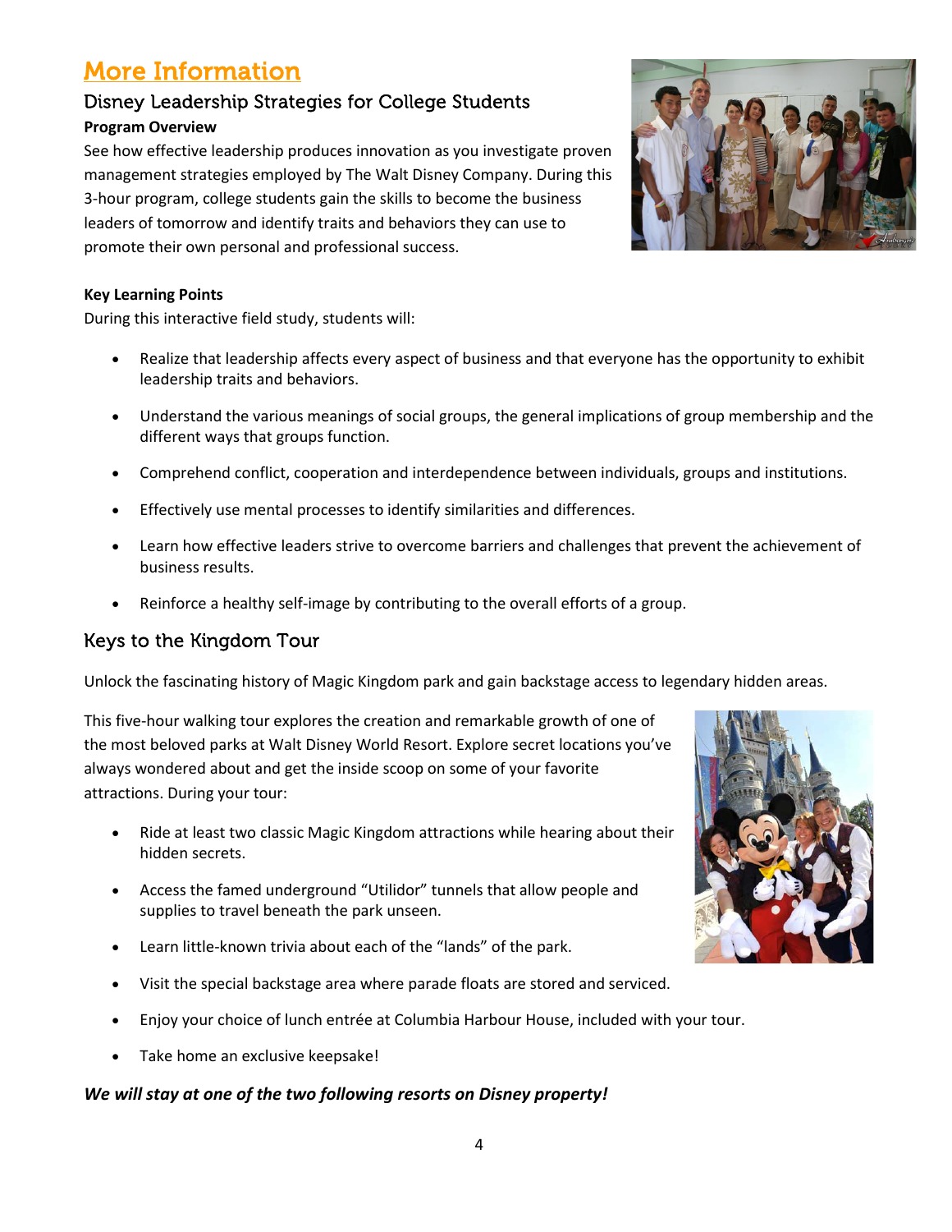# More Information

## Disney Leadership Strategies for College Students

**Program Overview**

See how effective leadership produces innovation as you investigate proven management strategies employed by The Walt Disney Company. During this 3-hour program, college students gain the skills to become the business leaders of tomorrow and identify traits and behaviors they can use to promote their own personal and professional success.

**Key Learning Points**

During this interactive field study, students will:

- Realize that leadership affects every aspect of business and that everyone has the opportunity to exhibit leadership traits and behaviors.
- Understand the various meanings of social groups, the general implications of group membership and the different ways that groups function.
- Comprehend conflict, cooperation and interdependence between individuals, groups and institutions.
- Effectively use mental processes to identify similarities and differences.
- Learn how effective leaders strive to overcome barriers and challenges that prevent the achievement of business results.
- Reinforce a healthy self-image by contributing to the overall efforts of a group.

## Keys to the Kingdom Tour

Unlock the fascinating history of Magic Kingdom park and gain backstage access to legendary hidden areas.

This five-hour walking tour explores the creation and remarkable growth of one of the most beloved parks at Walt Disney World Resort. Explore secret locations you've always wondered about and get the inside scoop on some of your favorite attractions. During your tour:

- Ride at least two classic Magic Kingdom attractions while hearing about their hidden secrets.
- Access the famed underground "Utilidor" tunnels that allow people and supplies to travel beneath the park unseen.
- Learn little-known trivia about each of the "lands" of the park.
- Visit the special backstage area where parade floats are stored and serviced.
- Enjoy your choice of lunch entrée at Columbia Harbour House, included with your tour.
- Take home an exclusive keepsake!

***We will stay at one of the two following resorts on Disney property!***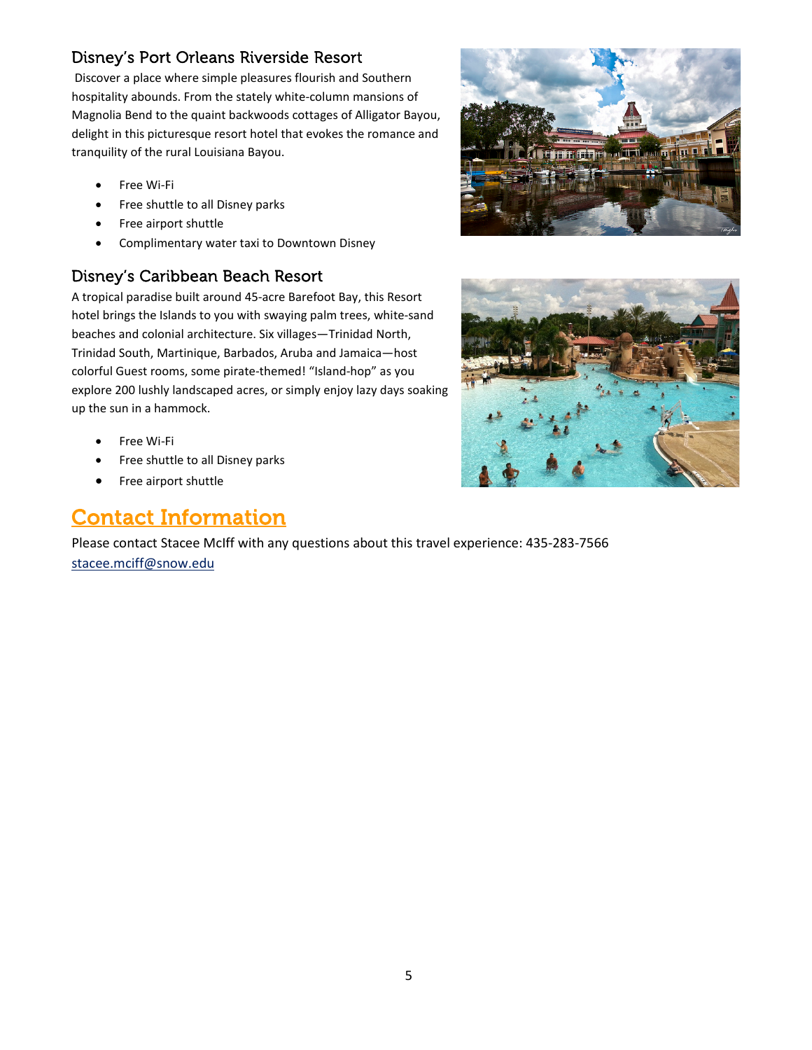## Disney's Port Orleans Riverside Resort

Discover a place where simple pleasures flourish and Southern hospitality abounds. From the stately white-column mansions of Magnolia Bend to the quaint backwoods cottages of Alligator Bayou, delight in this picturesque resort hotel that evokes the romance and tranquility of the rural Louisiana Bayou.

- Free Wi-Fi
- Free shuttle to all Disney parks
- Free airport shuttle
- Complimentary water taxi to Downtown Disney

## Disney's Caribbean Beach Resort

A tropical paradise built around 45-acre Barefoot Bay, this Resort hotel brings the Islands to you with swaying palm trees, white-sand beaches and colonial architecture. Six villages—Trinidad North, Trinidad South, Martinique, Barbados, Aruba and Jamaica—host colorful Guest rooms, some pirate-themed! "Island-hop" as you explore 200 lushly landscaped acres, or simply enjoy lazy days soaking up the sun in a hammock.

- Free Wi-Fi
- Free shuttle to all Disney parks
- Free airport shuttle

# Contact Information

Please contact Stacee McIff with any questions about this travel experience: 435-283-7566
stacee.mciff@snow.edu